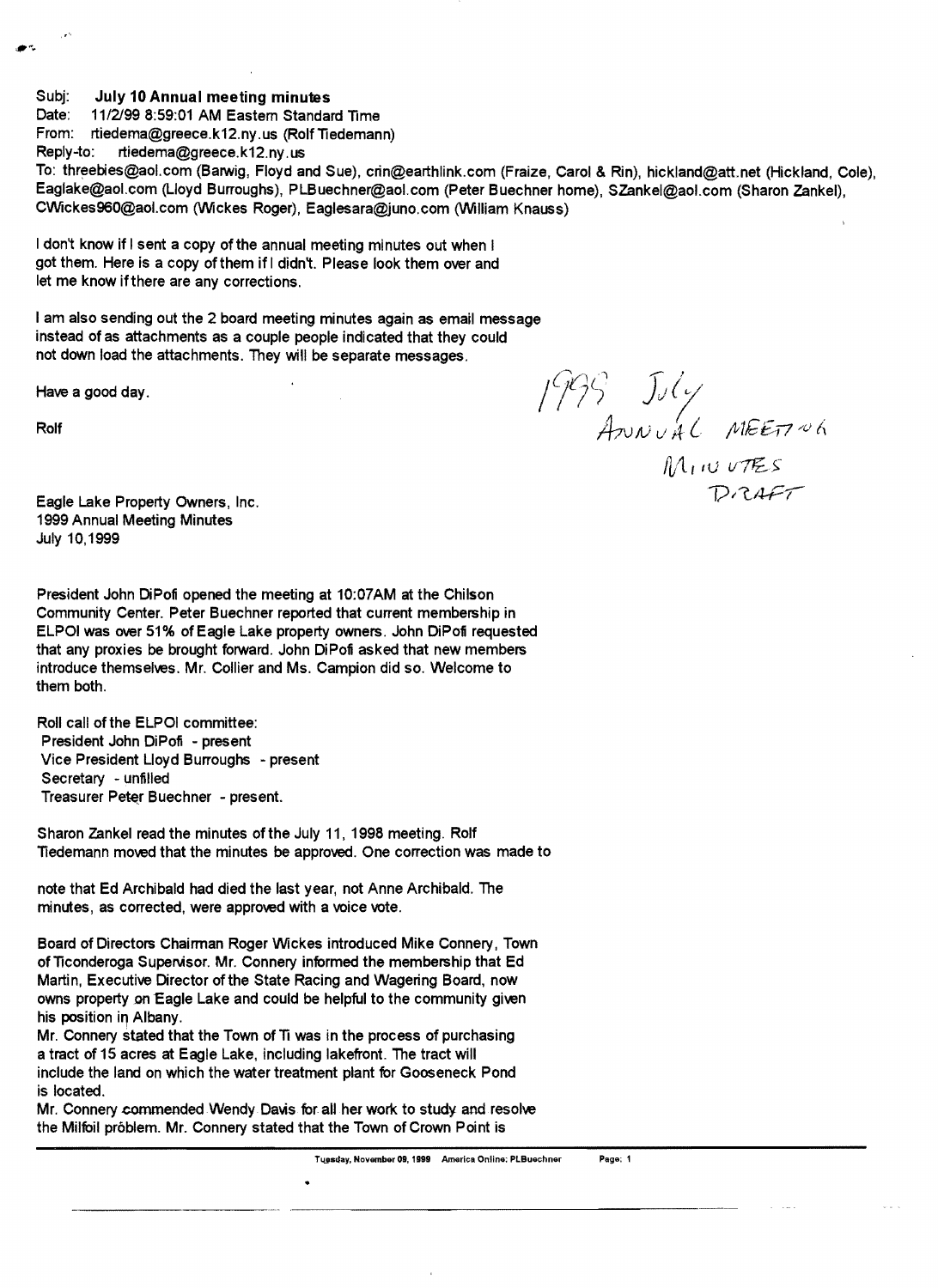Subj: **July 10 Annual meeting minutes**
Date: 11/2/99 8:59:01 AM Eastern Standard Time
From: rtiedema@greece.k12.ny.us (Rolf Tiedemann)
Reply-to: rtiedema@greece.k12.ny.us
To: threebies@aol.com (Barwig, Floyd and Sue), crin@earthlink.com (Fraize, Carol & Rin), hickland@att.net (Hickland, Cole), Eaglake@aol.com (Lloyd Burroughs), PLBuechner@aol.com (Peter Buechner home), SZankel@aol.com (Sharon Zankel), CWickes960@aol.com (Wickes Roger), Eaglesara@juno.com (William Knauss)

I don't know if I sent a copy of the annual meeting minutes out when I got them. Here is a copy of them if I didn't. Please look them over and let me know if there are any corrections.

I am also sending out the 2 board meeting minutes again as email message instead of as attachments as a couple people indicated that they could not down load the attachments. They will be separate messages.

Have a good day.

Rolf

1999 July Annual Meeting Minutes Draft

Eagle Lake Property Owners, Inc.
1999 Annual Meeting Minutes
July 10,1999

President John DiPofi opened the meeting at 10:07AM at the Chilson Community Center. Peter Buechner reported that current membership in ELPOI was over 51% of Eagle Lake property owners. John DiPofi requested that any proxies be brought forward. John DiPofi asked that new members introduce themselves. Mr. Collier and Ms. Campion did so. Welcome to them both.

Roll call of the ELPOI committee:
President John DiPofi - present
Vice President Lloyd Burroughs - present
Secretary - unfilled
Treasurer Peter Buechner - present.

Sharon Zankel read the minutes of the July 11, 1998 meeting. Rolf Tiedemann moved that the minutes be approved. One correction was made to note that Ed Archibald had died the last year, not Anne Archibald. The minutes, as corrected, were approved with a voice vote.

Board of Directors Chairman Roger Wickes introduced Mike Connery, Town of Ticonderoga Supervisor. Mr. Connery informed the membership that Ed Martin, Executive Director of the State Racing and Wagering Board, now owns property on Eagle Lake and could be helpful to the community given his position in Albany.
Mr. Connery stated that the Town of Ti was in the process of purchasing a tract of 15 acres at Eagle Lake, including lakefront. The tract will include the land on which the water treatment plant for Gooseneck Pond is located.
Mr. Connery commended Wendy Davis for all her work to study and resolve the Milfoil problem. Mr. Connery stated that the Town of Crown Point is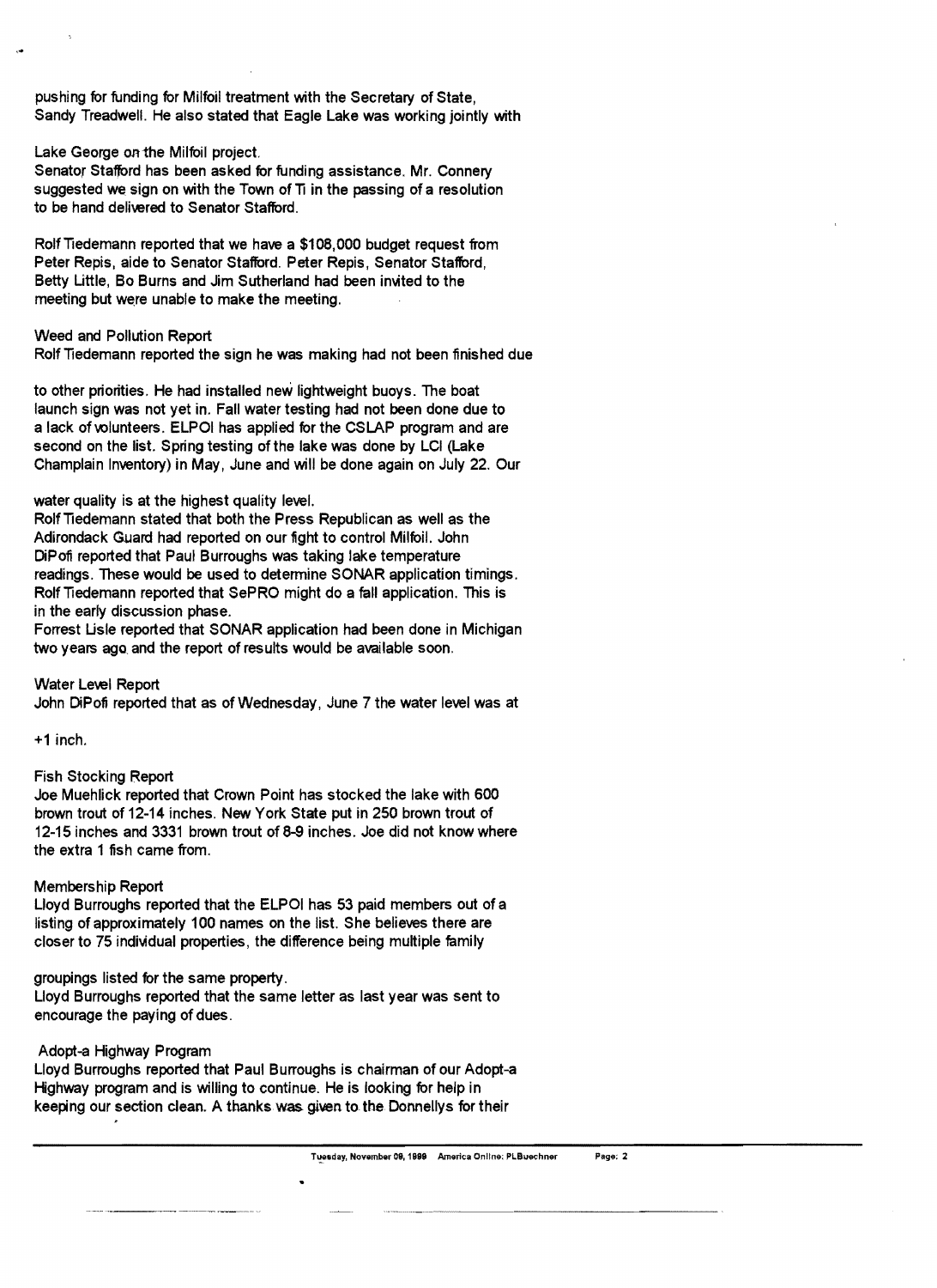pushing for funding for Milfoil treatment with the Secretary of State, Sandy Treadwell. He also stated that Eagle Lake was working jointly with Lake George on the Milfoil project.

Senator Stafford has been asked for funding assistance. Mr. Connery suggested we sign on with the Town of Ti in the passing of a resolution to be hand delivered to Senator Stafford.

Rolf Tiedemann reported that we have a $108,000 budget request from Peter Repis, aide to Senator Stafford. Peter Repis, Senator Stafford, Betty Little, Bo Burns and Jim Sutherland had been invited to the meeting but were unable to make the meeting.

Weed and Pollution Report

Rolf Tiedemann reported the sign he was making had not been finished due to other priorities. He had installed new lightweight buoys. The boat launch sign was not yet in. Fall water testing had not been done due to a lack of volunteers. ELPOI has applied for the CSLAP program and are second on the list. Spring testing of the lake was done by LCI (Lake Champlain Inventory) in May, June and will be done again on July 22. Our water quality is at the highest quality level.

Rolf Tiedemann stated that both the Press Republican as well as the Adirondack Guard had reported on our fight to control Milfoil. John DiPofi reported that Paul Burroughs was taking lake temperature readings. These would be used to determine SONAR application timings. Rolf Tiedemann reported that SePRO might do a fall application. This is in the early discussion phase.

Forrest Lisle reported that SONAR application had been done in Michigan two years ago and the report of results would be available soon.

Water Level Report

John DiPofi reported that as of Wednesday, June 7 the water level was at +1 inch.

Fish Stocking Report

Joe Muehlick reported that Crown Point has stocked the lake with 600 brown trout of 12-14 inches. New York State put in 250 brown trout of 12-15 inches and 3331 brown trout of 8-9 inches. Joe did not know where the extra 1 fish came from.

Membership Report

Lloyd Burroughs reported that the ELPOI has 53 paid members out of a listing of approximately 100 names on the list. She believes there are closer to 75 individual properties, the difference being multiple family groupings listed for the same property.

Lloyd Burroughs reported that the same letter as last year was sent to encourage the paying of dues.

Adopt-a Highway Program

Lloyd Burroughs reported that Paul Burroughs is chairman of our Adopt-a Highway program and is willing to continue. He is looking for help in keeping our section clean. A thanks was given to the Donnellys for their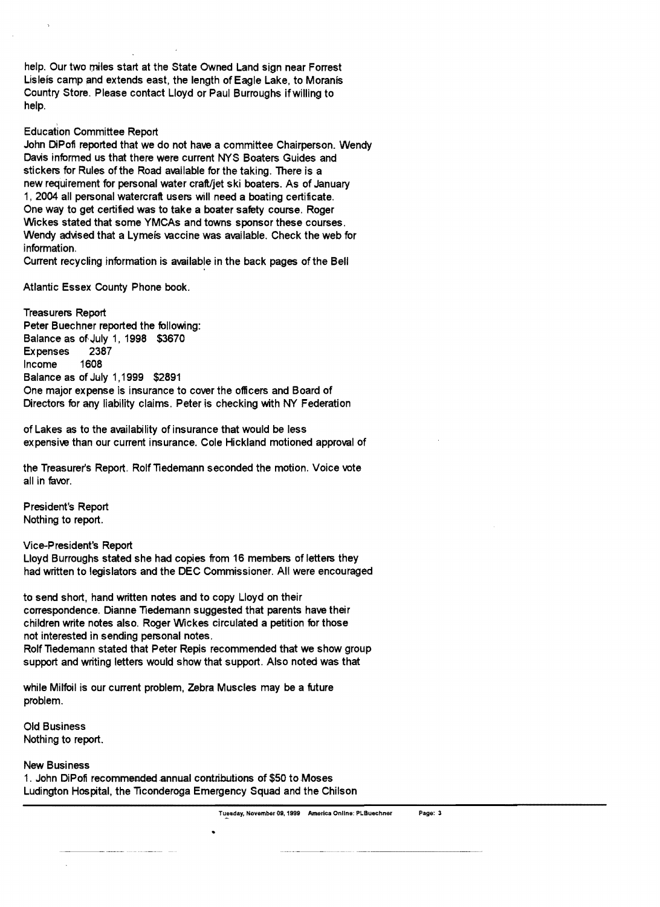help. Our two miles start at the State Owned Land sign near Forrest Lisleis camp and extends east, the length of Eagle Lake, to Moranis Country Store. Please contact Lloyd or Paul Burroughs if willing to help.

Education Committee Report

John DiPofi reported that we do not have a committee Chairperson. Wendy Davis informed us that there were current NYS Boaters Guides and stickers for Rules of the Road available for the taking. There is a new requirement for personal water craft/jet ski boaters. As of January 1, 2004 all personal watercraft users will need a boating certificate. One way to get certified was to take a boater safety course. Roger Wickes stated that some YMCAs and towns sponsor these courses. Wendy advised that a Lymeis vaccine was available. Check the web for information.

Current recycling information is available in the back pages of the Bell Atlantic Essex County Phone book.

Treasurers Report

Peter Buechner reported the following:

Balance as of July 1, 1998 $3670
Expenses 2387
Income 1608
Balance as of July 1,1999 $2891

One major expense is insurance to cover the officers and Board of Directors for any liability claims. Peter is checking with NY Federation of Lakes as to the availability of insurance that would be less expensive than our current insurance. Cole Hickland motioned approval of the Treasurer's Report. Rolf Tiedemann seconded the motion. Voice vote all in favor.

President's Report

Nothing to report.

Vice-President's Report

Lloyd Burroughs stated she had copies from 16 members of letters they had written to legislators and the DEC Commissioner. All were encouraged to send short, hand written notes and to copy Lloyd on their correspondence. Dianne Tiedemann suggested that parents have their children write notes also. Roger Wickes circulated a petition for those not interested in sending personal notes.

Rolf Tiedemann stated that Peter Repis recommended that we show group support and writing letters would show that support. Also noted was that while Milfoil is our current problem, Zebra Muscles may be a future problem.

Old Business

Nothing to report.

New Business

1. John DiPofi recommended annual contributions of $50 to Moses Ludington Hospital, the Ticonderoga Emergency Squad and the Chilson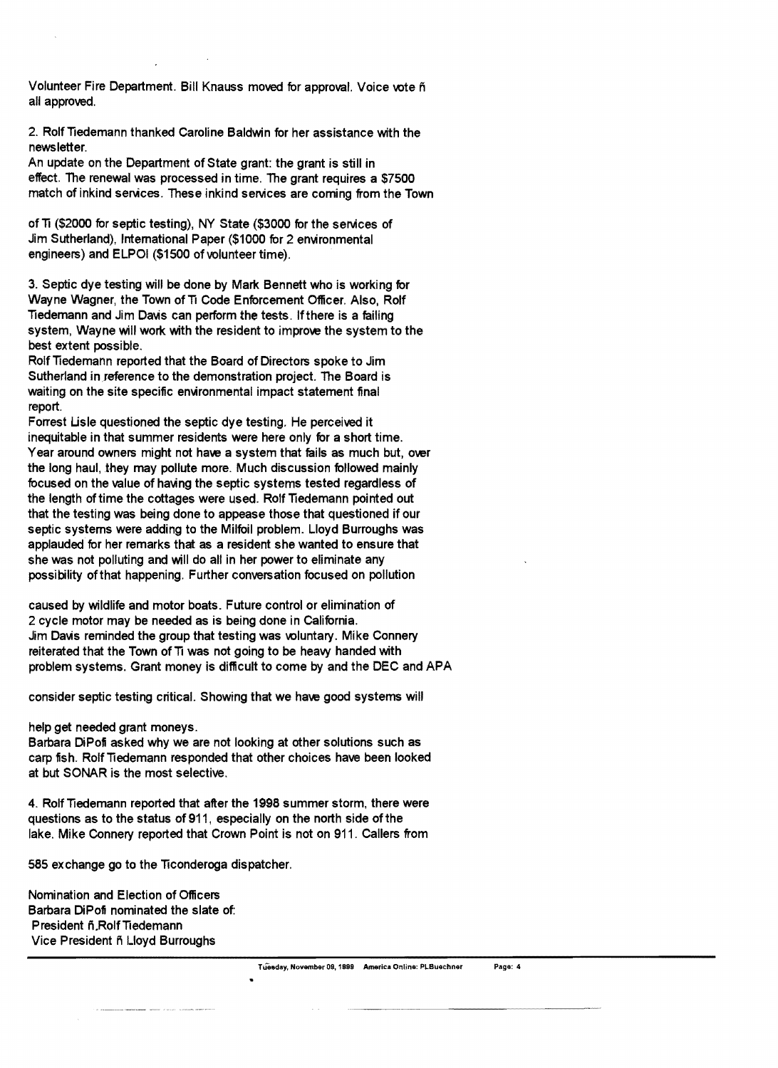Volunteer Fire Department. Bill Knauss moved for approval. Voice vote ñ all approved.

2. Rolf Tiedemann thanked Caroline Baldwin for her assistance with the newsletter.
An update on the Department of State grant: the grant is still in effect. The renewal was processed in time. The grant requires a $7500 match of inkind services. These inkind services are coming from the Town of Ti ($2000 for septic testing), NY State ($3000 for the services of Jim Sutherland), International Paper ($1000 for 2 environmental engineers) and ELPOI ($1500 of volunteer time).

3. Septic dye testing will be done by Mark Bennett who is working for Wayne Wagner, the Town of Ti Code Enforcement Officer. Also, Rolf Tiedemann and Jim Davis can perform the tests. If there is a failing system, Wayne will work with the resident to improve the system to the best extent possible.
Rolf Tiedemann reported that the Board of Directors spoke to Jim Sutherland in reference to the demonstration project. The Board is waiting on the site specific environmental impact statement final report.
Forrest Lisle questioned the septic dye testing. He perceived it inequitable in that summer residents were here only for a short time. Year around owners might not have a system that fails as much but, over the long haul, they may pollute more. Much discussion followed mainly focused on the value of having the septic systems tested regardless of the length of time the cottages were used. Rolf Tiedemann pointed out that the testing was being done to appease those that questioned if our septic systems were adding to the Milfoil problem. Lloyd Burroughs was applauded for her remarks that as a resident she wanted to ensure that she was not polluting and will do all in her power to eliminate any possibility of that happening. Further conversation focused on pollution caused by wildlife and motor boats. Future control or elimination of 2 cycle motor may be needed as is being done in California.
Jim Davis reminded the group that testing was voluntary. Mike Connery reiterated that the Town of Ti was not going to be heavy handed with problem systems. Grant money is difficult to come by and the DEC and APA consider septic testing critical. Showing that we have good systems will help get needed grant moneys.
Barbara DiPofi asked why we are not looking at other solutions such as carp fish. Rolf Tiedemann responded that other choices have been looked at but SONAR is the most selective.

4. Rolf Tiedemann reported that after the 1998 summer storm, there were questions as to the status of 911, especially on the north side of the lake. Mike Connery reported that Crown Point is not on 911. Callers from 585 exchange go to the Ticonderoga dispatcher.

Nomination and Election of Officers
Barbara DiPofi nominated the slate of:
President ñ Rolf Tiedemann
Vice President ñ Lloyd Burroughs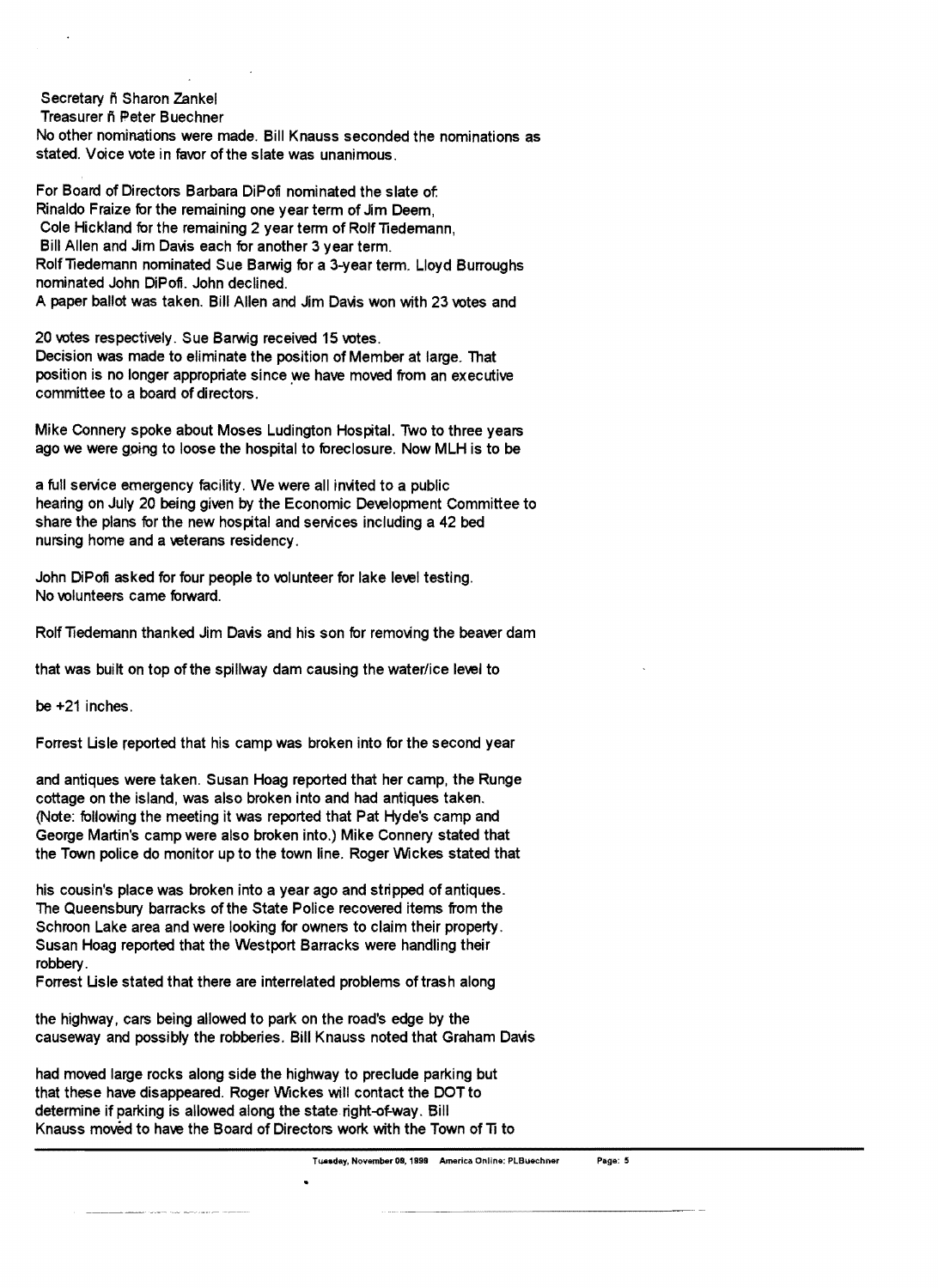Secretary ñ Sharon Zankel
Treasurer ñ Peter Buechner
No other nominations were made. Bill Knauss seconded the nominations as stated. Voice vote in favor of the slate was unanimous.

For Board of Directors Barbara DiPofi nominated the slate of:
Rinaldo Fraize for the remaining one year term of Jim Deem,
Cole Hickland for the remaining 2 year term of Rolf Tiedemann,
Bill Allen and Jim Davis each for another 3 year term.
Rolf Tiedemann nominated Sue Barwig for a 3-year term. Lloyd Burroughs nominated John DiPofi. John declined.
A paper ballot was taken. Bill Allen and Jim Davis won with 23 votes and 20 votes respectively. Sue Barwig received 15 votes.
Decision was made to eliminate the position of Member at large. That position is no longer appropriate since we have moved from an executive committee to a board of directors.

Mike Connery spoke about Moses Ludington Hospital. Two to three years ago we were going to loose the hospital to foreclosure. Now MLH is to be a full service emergency facility. We were all invited to a public hearing on July 20 being given by the Economic Development Committee to share the plans for the new hospital and services including a 42 bed nursing home and a veterans residency.

John DiPofi asked for four people to volunteer for lake level testing. No volunteers came forward.

Rolf Tiedemann thanked Jim Davis and his son for removing the beaver dam that was built on top of the spillway dam causing the water/ice level to be +21 inches.

Forrest Lisle reported that his camp was broken into for the second year and antiques were taken. Susan Hoag reported that her camp, the Runge cottage on the island, was also broken into and had antiques taken. (Note: following the meeting it was reported that Pat Hyde's camp and George Martin's camp were also broken into.) Mike Connery stated that the Town police do monitor up to the town line. Roger Wickes stated that his cousin's place was broken into a year ago and stripped of antiques. The Queensbury barracks of the State Police recovered items from the Schroon Lake area and were looking for owners to claim their property. Susan Hoag reported that the Westport Barracks were handling their robbery.
Forrest Lisle stated that there are interrelated problems of trash along the highway, cars being allowed to park on the road's edge by the causeway and possibly the robberies. Bill Knauss noted that Graham Davis had moved large rocks along side the highway to preclude parking but that these have disappeared. Roger Wickes will contact the DOT to determine if parking is allowed along the state right-of-way. Bill Knauss moved to have the Board of Directors work with the Town of Ti to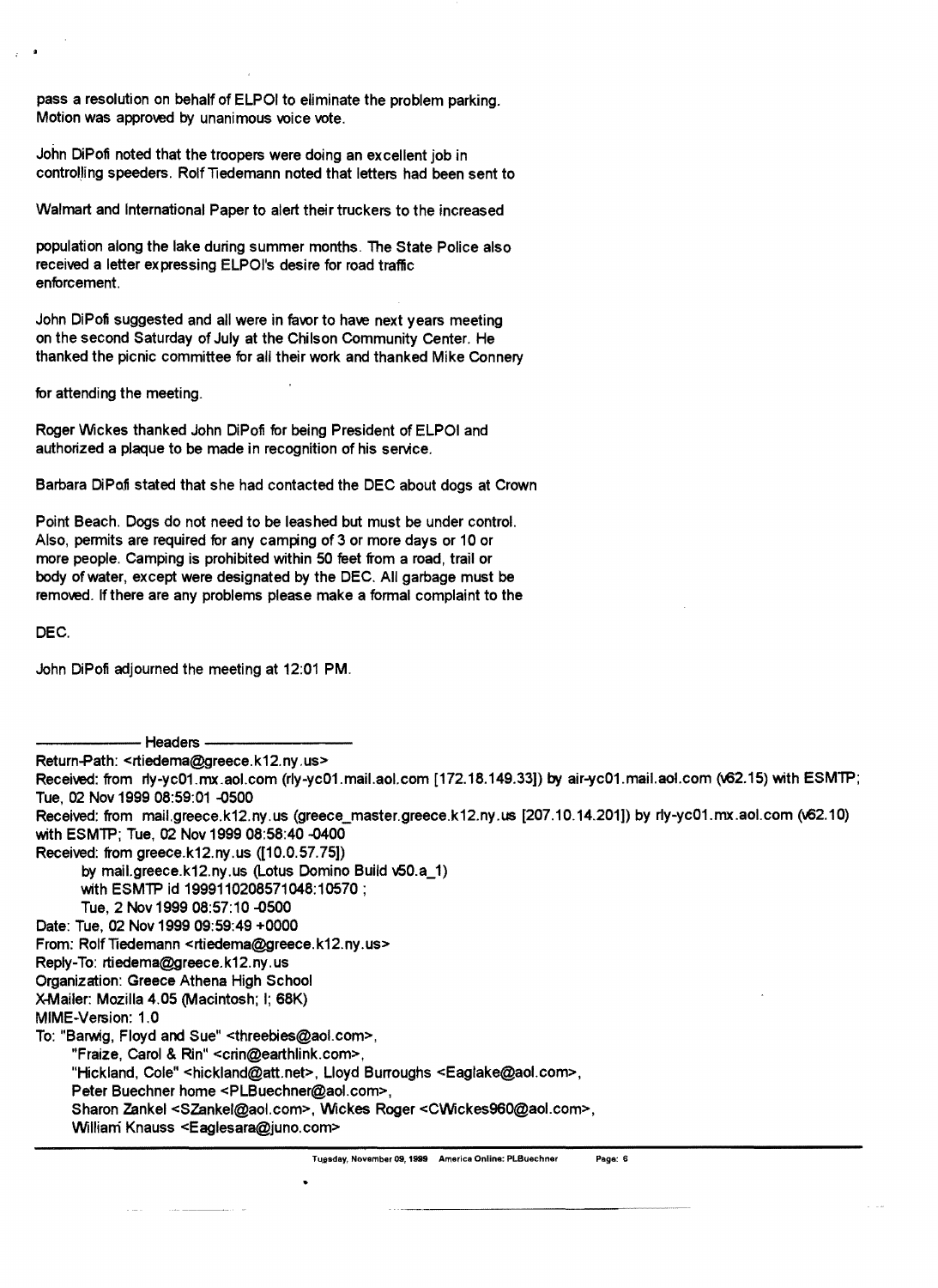pass a resolution on behalf of ELPOI to eliminate the problem parking. Motion was approved by unanimous voice vote.

John DiPofi noted that the troopers were doing an excellent job in controlling speeders. Rolf Tiedemann noted that letters had been sent to Walmart and International Paper to alert their truckers to the increased population along the lake during summer months. The State Police also received a letter expressing ELPOI's desire for road traffic enforcement.

John DiPofi suggested and all were in favor to have next years meeting on the second Saturday of July at the Chilson Community Center. He thanked the picnic committee for all their work and thanked Mike Connery for attending the meeting.

Roger Wickes thanked John DiPofi for being President of ELPOI and authorized a plaque to be made in recognition of his service.

Barbara DiPofi stated that she had contacted the DEC about dogs at Crown Point Beach. Dogs do not need to be leashed but must be under control. Also, permits are required for any camping of 3 or more days or 10 or more people. Camping is prohibited within 50 feet from a road, trail or body of water, except were designated by the DEC. All garbage must be removed. If there are any problems please make a formal complaint to the DEC.

John DiPofi adjourned the meeting at 12:01 PM.

---------------- Headers ----------------

Return-Path: <rtiedema@greece.k12.ny.us>
Received: from rly-yc01.mx.aol.com (rly-yc01.mail.aol.com [172.18.149.33]) by air-yc01.mail.aol.com (v62.15) with ESMTP; Tue, 02 Nov 1999 08:59:01 -0500
Received: from mail.greece.k12.ny.us (greece_master.greece.k12.ny.us [207.10.14.201]) by rly-yc01.mx.aol.com (v62.10) with ESMTP; Tue, 02 Nov 1999 08:58:40 -0400
Received: from greece.k12.ny.us ([10.0.57.75])
 by mail.greece.k12.ny.us (Lotus Domino Build v50.a_1)
 with ESMTP id 1999110208571048:10570 ;
 Tue, 2 Nov 1999 08:57:10 -0500
Date: Tue, 02 Nov 1999 09:59:49 +0000
From: Rolf Tiedemann <rtiedema@greece.k12.ny.us>
Reply-To: rtiedema@greece.k12.ny.us
Organization: Greece Athena High School
X-Mailer: Mozilla 4.05 (Macintosh; I; 68K)
MIME-Version: 1.0
To: "Barwig, Floyd and Sue" <threebies@aol.com>,
 "Fraize, Carol & Rin" <crin@earthlink.com>,
 "Hickland, Cole" <hickland@att.net>, Lloyd Burroughs <Eaglake@aol.com>,
 Peter Buechner home <PLBuechner@aol.com>,
 Sharon Zankel <SZankel@aol.com>, Wickes Roger <CWickes960@aol.com>,
 William Knauss <Eaglesara@juno.com>